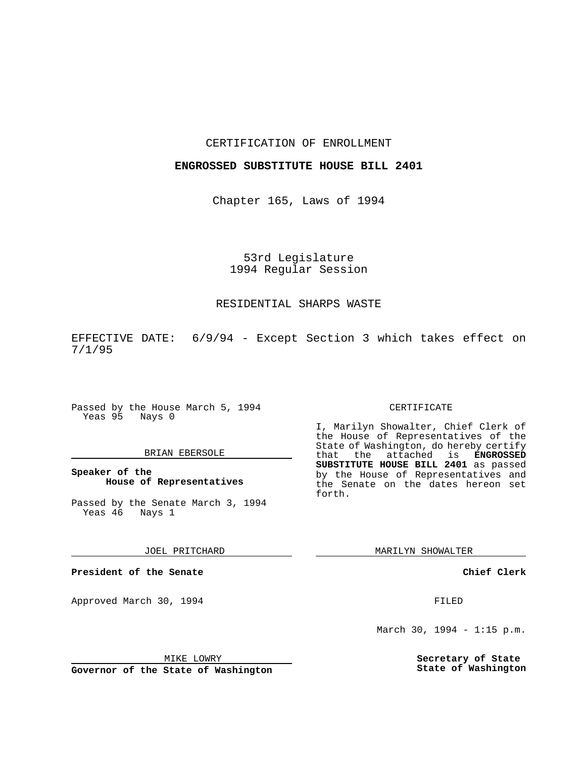CERTIFICATION OF ENROLLMENT

**ENGROSSED SUBSTITUTE HOUSE BILL 2401**

Chapter 165, Laws of 1994

53rd Legislature
1994 Regular Session

RESIDENTIAL SHARPS WASTE

EFFECTIVE DATE: 6/9/94 - Except Section 3 which takes effect on 7/1/95

Passed by the House March 5, 1994
Yeas 95 Nays 0

BRIAN EBERSOLE

**Speaker of the House of Representatives**

Passed by the Senate March 3, 1994
Yeas 46 Nays 1

JOEL PRITCHARD

**President of the Senate**

Approved March 30, 1994

MIKE LOWRY

**Governor of the State of Washington**

CERTIFICATE

I, Marilyn Showalter, Chief Clerk of the House of Representatives of the State of Washington, do hereby certify that the attached is **ENGROSSED SUBSTITUTE HOUSE BILL 2401** as passed by the House of Representatives and the Senate on the dates hereon set forth.

MARILYN SHOWALTER

**Chief Clerk**

FILED

March 30, 1994 - 1:15 p.m.

**Secretary of State State of Washington**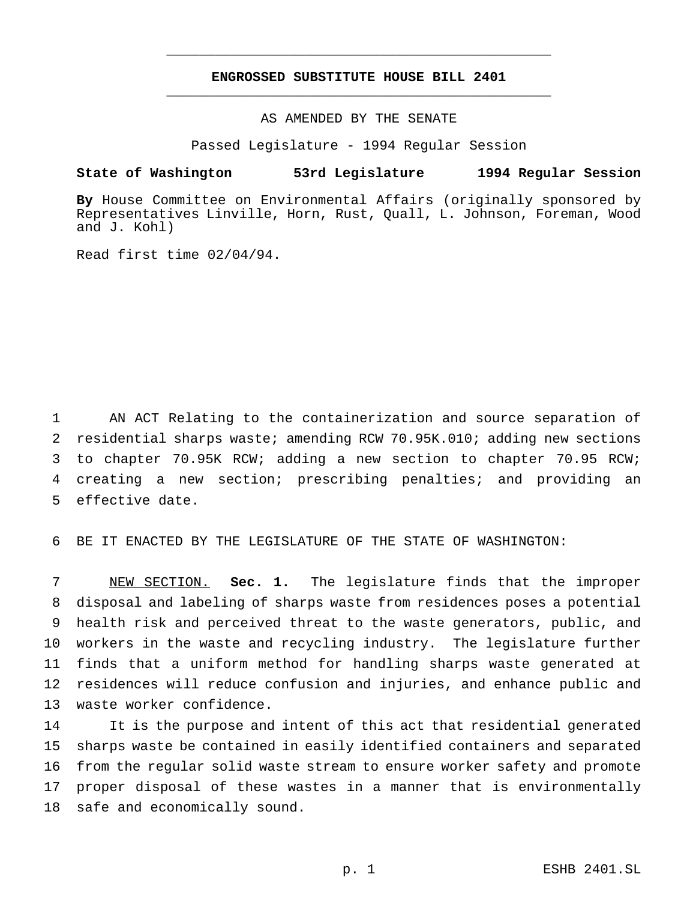# ENGROSSED SUBSTITUTE HOUSE BILL 2401

AS AMENDED BY THE SENATE

Passed Legislature - 1994 Regular Session

**State of Washington 53rd Legislature 1994 Regular Session**

**By** House Committee on Environmental Affairs (originally sponsored by Representatives Linville, Horn, Rust, Quall, L. Johnson, Foreman, Wood and J. Kohl)

Read first time 02/04/94.

AN ACT Relating to the containerization and source separation of residential sharps waste; amending RCW 70.95K.010; adding new sections to chapter 70.95K RCW; adding a new section to chapter 70.95 RCW; creating a new section; prescribing penalties; and providing an effective date.

BE IT ENACTED BY THE LEGISLATURE OF THE STATE OF WASHINGTON:

NEW SECTION. **Sec. 1.** The legislature finds that the improper disposal and labeling of sharps waste from residences poses a potential health risk and perceived threat to the waste generators, public, and workers in the waste and recycling industry. The legislature further finds that a uniform method for handling sharps waste generated at residences will reduce confusion and injuries, and enhance public and waste worker confidence.

It is the purpose and intent of this act that residential generated sharps waste be contained in easily identified containers and separated from the regular solid waste stream to ensure worker safety and promote proper disposal of these wastes in a manner that is environmentally safe and economically sound.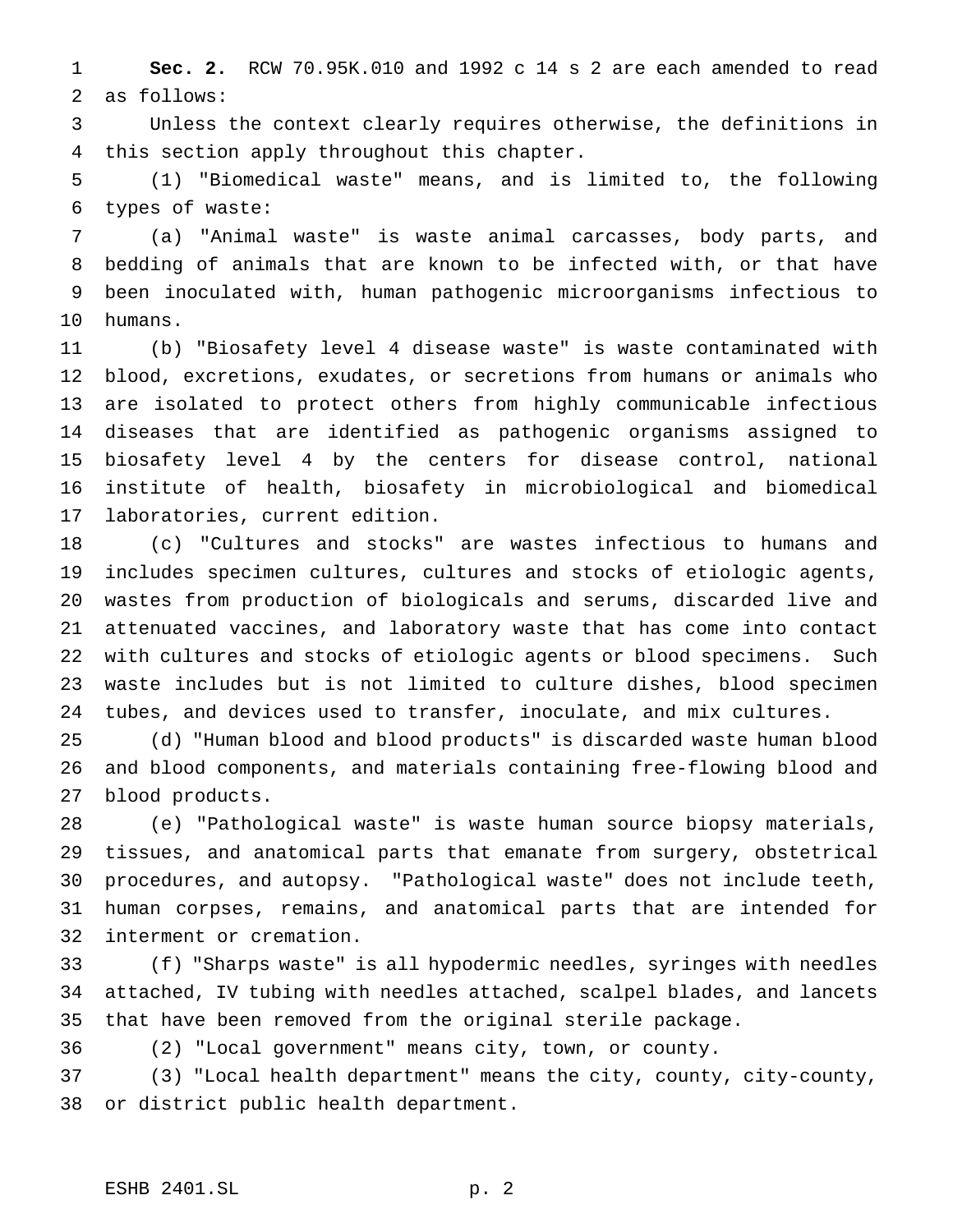**Sec. 2.** RCW 70.95K.010 and 1992 c 14 s 2 are each amended to read as follows:

Unless the context clearly requires otherwise, the definitions in this section apply throughout this chapter.

(1) "Biomedical waste" means, and is limited to, the following types of waste:

(a) "Animal waste" is waste animal carcasses, body parts, and bedding of animals that are known to be infected with, or that have been inoculated with, human pathogenic microorganisms infectious to humans.

(b) "Biosafety level 4 disease waste" is waste contaminated with blood, excretions, exudates, or secretions from humans or animals who are isolated to protect others from highly communicable infectious diseases that are identified as pathogenic organisms assigned to biosafety level 4 by the centers for disease control, national institute of health, biosafety in microbiological and biomedical laboratories, current edition.

(c) "Cultures and stocks" are wastes infectious to humans and includes specimen cultures, cultures and stocks of etiologic agents, wastes from production of biologicals and serums, discarded live and attenuated vaccines, and laboratory waste that has come into contact with cultures and stocks of etiologic agents or blood specimens. Such waste includes but is not limited to culture dishes, blood specimen tubes, and devices used to transfer, inoculate, and mix cultures.

(d) "Human blood and blood products" is discarded waste human blood and blood components, and materials containing free-flowing blood and blood products.

(e) "Pathological waste" is waste human source biopsy materials, tissues, and anatomical parts that emanate from surgery, obstetrical procedures, and autopsy. "Pathological waste" does not include teeth, human corpses, remains, and anatomical parts that are intended for interment or cremation.

(f) "Sharps waste" is all hypodermic needles, syringes with needles attached, IV tubing with needles attached, scalpel blades, and lancets that have been removed from the original sterile package.

(2) "Local government" means city, town, or county.

(3) "Local health department" means the city, county, city-county, or district public health department.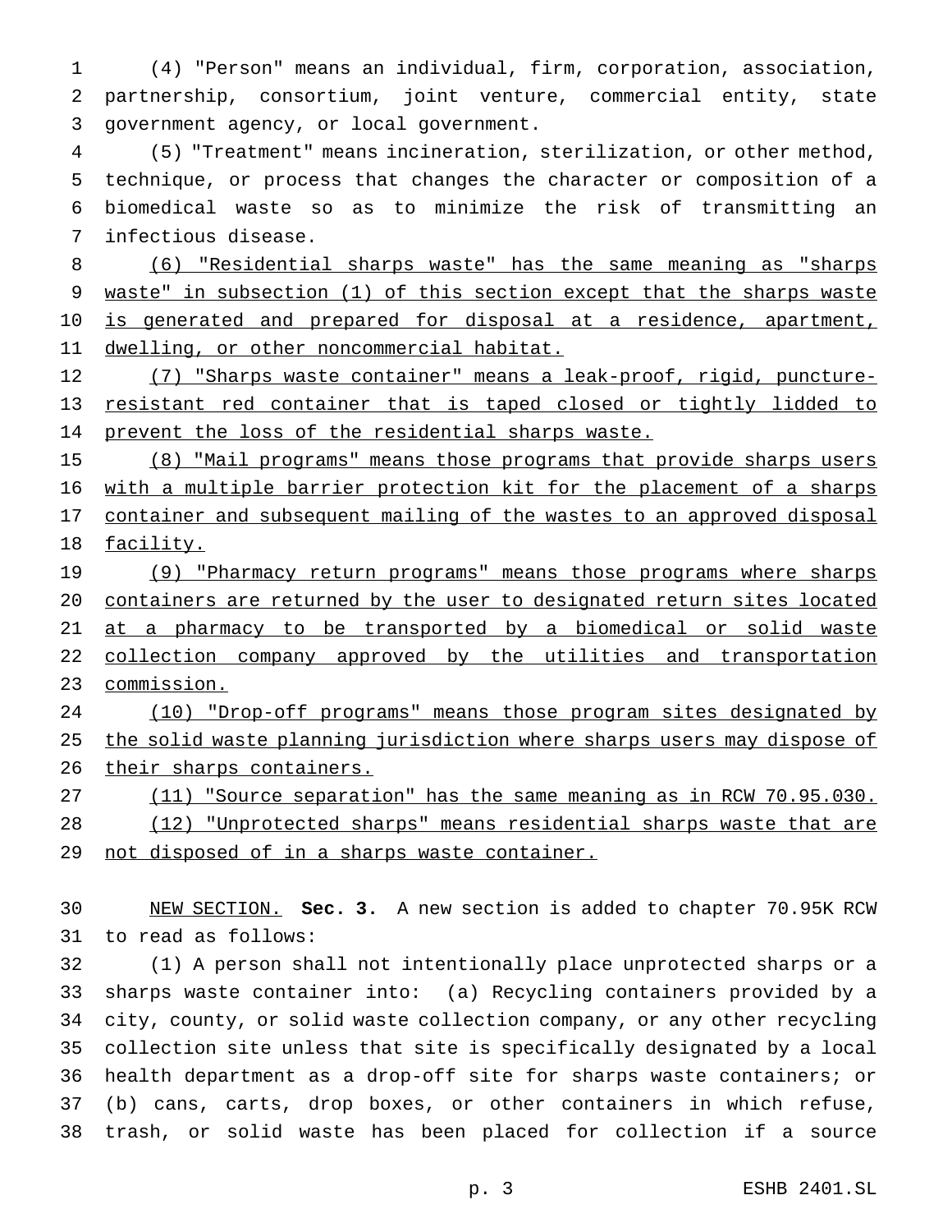(4) "Person" means an individual, firm, corporation, association, partnership, consortium, joint venture, commercial entity, state government agency, or local government.

(5) "Treatment" means incineration, sterilization, or other method, technique, or process that changes the character or composition of a biomedical waste so as to minimize the risk of transmitting an infectious disease.

(6) "Residential sharps waste" has the same meaning as "sharps waste" in subsection (1) of this section except that the sharps waste is generated and prepared for disposal at a residence, apartment, dwelling, or other noncommercial habitat.

(7) "Sharps waste container" means a leak-proof, rigid, puncture-resistant red container that is taped closed or tightly lidded to prevent the loss of the residential sharps waste.

(8) "Mail programs" means those programs that provide sharps users with a multiple barrier protection kit for the placement of a sharps container and subsequent mailing of the wastes to an approved disposal facility.

(9) "Pharmacy return programs" means those programs where sharps containers are returned by the user to designated return sites located at a pharmacy to be transported by a biomedical or solid waste collection company approved by the utilities and transportation commission.

(10) "Drop-off programs" means those program sites designated by the solid waste planning jurisdiction where sharps users may dispose of their sharps containers.

(11) "Source separation" has the same meaning as in RCW 70.95.030.

(12) "Unprotected sharps" means residential sharps waste that are not disposed of in a sharps waste container.

NEW SECTION. **Sec. 3.** A new section is added to chapter 70.95K RCW to read as follows:

(1) A person shall not intentionally place unprotected sharps or a sharps waste container into: (a) Recycling containers provided by a city, county, or solid waste collection company, or any other recycling collection site unless that site is specifically designated by a local health department as a drop-off site for sharps waste containers; or (b) cans, carts, drop boxes, or other containers in which refuse, trash, or solid waste has been placed for collection if a source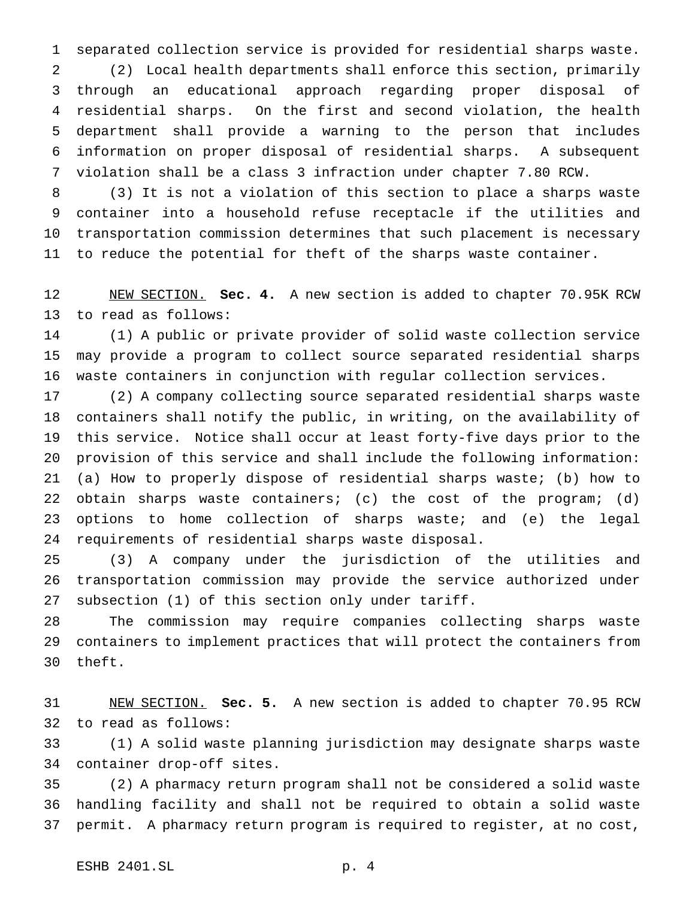separated collection service is provided for residential sharps waste.

(2) Local health departments shall enforce this section, primarily through an educational approach regarding proper disposal of residential sharps. On the first and second violation, the health department shall provide a warning to the person that includes information on proper disposal of residential sharps. A subsequent violation shall be a class 3 infraction under chapter 7.80 RCW.

(3) It is not a violation of this section to place a sharps waste container into a household refuse receptacle if the utilities and transportation commission determines that such placement is necessary to reduce the potential for theft of the sharps waste container.

NEW SECTION. **Sec. 4.** A new section is added to chapter 70.95K RCW to read as follows:

(1) A public or private provider of solid waste collection service may provide a program to collect source separated residential sharps waste containers in conjunction with regular collection services.

(2) A company collecting source separated residential sharps waste containers shall notify the public, in writing, on the availability of this service. Notice shall occur at least forty-five days prior to the provision of this service and shall include the following information: (a) How to properly dispose of residential sharps waste; (b) how to obtain sharps waste containers; (c) the cost of the program; (d) options to home collection of sharps waste; and (e) the legal requirements of residential sharps waste disposal.

(3) A company under the jurisdiction of the utilities and transportation commission may provide the service authorized under subsection (1) of this section only under tariff.

The commission may require companies collecting sharps waste containers to implement practices that will protect the containers from theft.

NEW SECTION. **Sec. 5.** A new section is added to chapter 70.95 RCW to read as follows:

(1) A solid waste planning jurisdiction may designate sharps waste container drop-off sites.

(2) A pharmacy return program shall not be considered a solid waste handling facility and shall not be required to obtain a solid waste permit. A pharmacy return program is required to register, at no cost,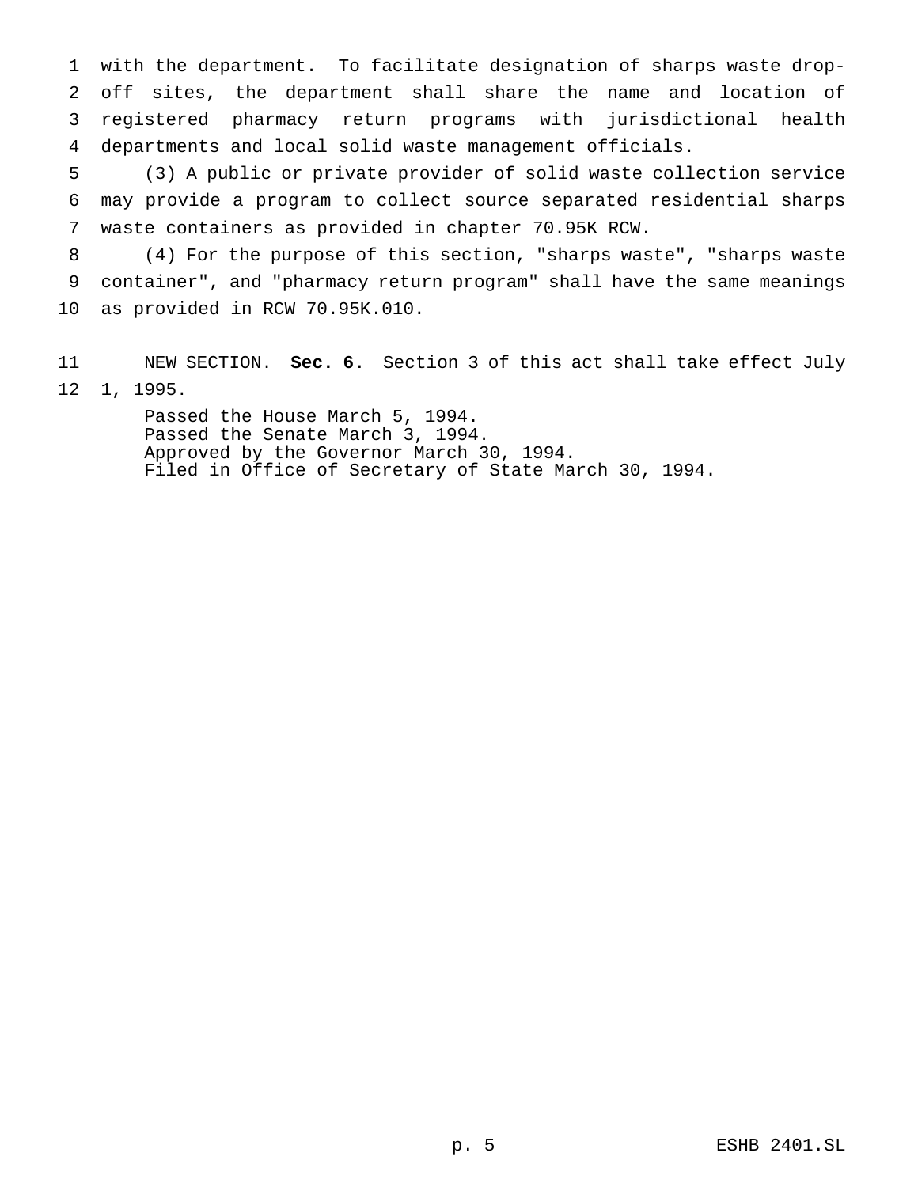with the department. To facilitate designation of sharps waste drop-off sites, the department shall share the name and location of registered pharmacy return programs with jurisdictional health departments and local solid waste management officials.

(3) A public or private provider of solid waste collection service may provide a program to collect source separated residential sharps waste containers as provided in chapter 70.95K RCW.

(4) For the purpose of this section, "sharps waste", "sharps waste container", and "pharmacy return program" shall have the same meanings as provided in RCW 70.95K.010.

NEW SECTION. **Sec. 6.** Section 3 of this act shall take effect July 1, 1995.

Passed the House March 5, 1994.
Passed the Senate March 3, 1994.
Approved by the Governor March 30, 1994.
Filed in Office of Secretary of State March 30, 1994.